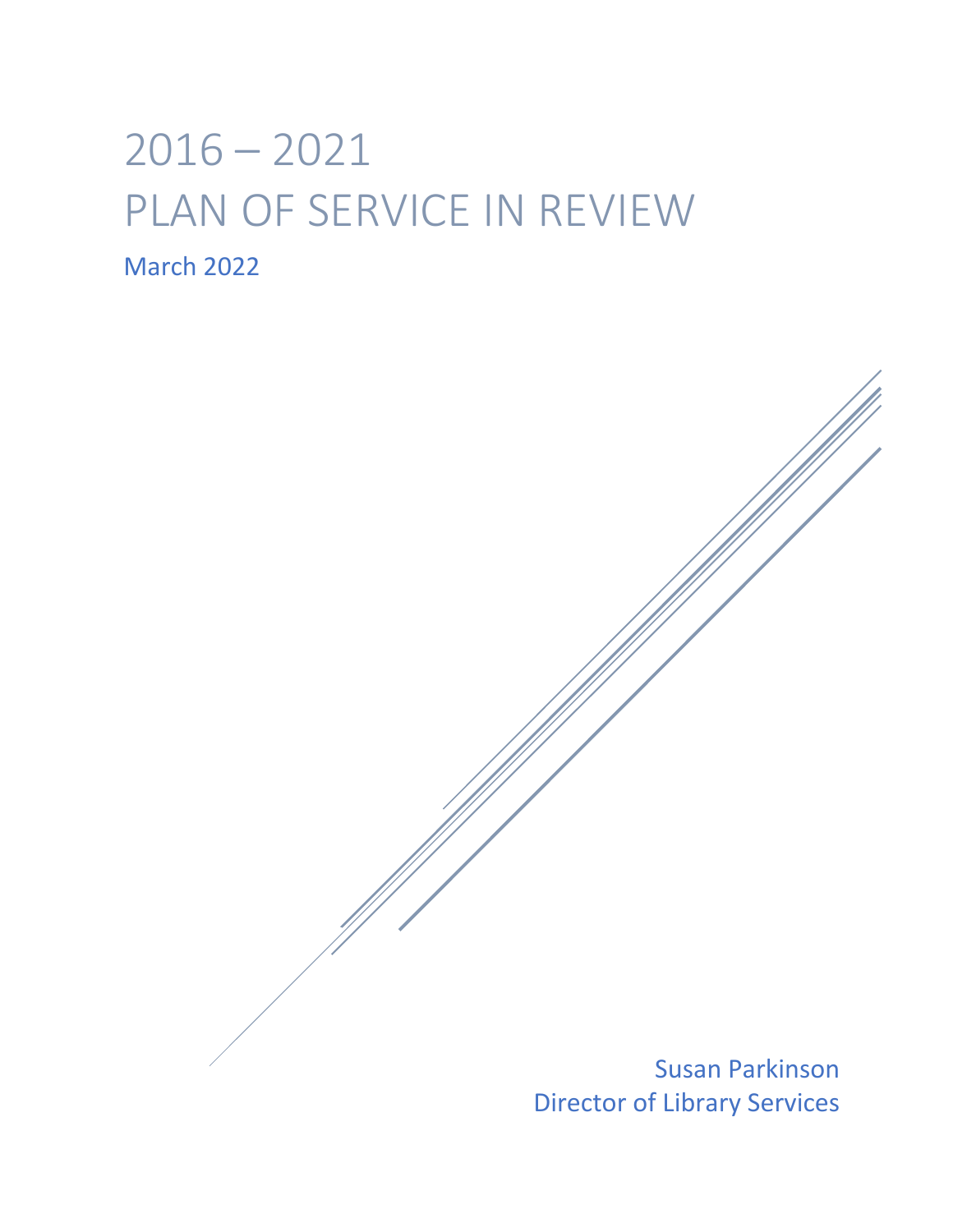# 2016 – 2021
# PLAN OF SERVICE IN REVIEW

March 2022

Susan Parkinson
Director of Library Services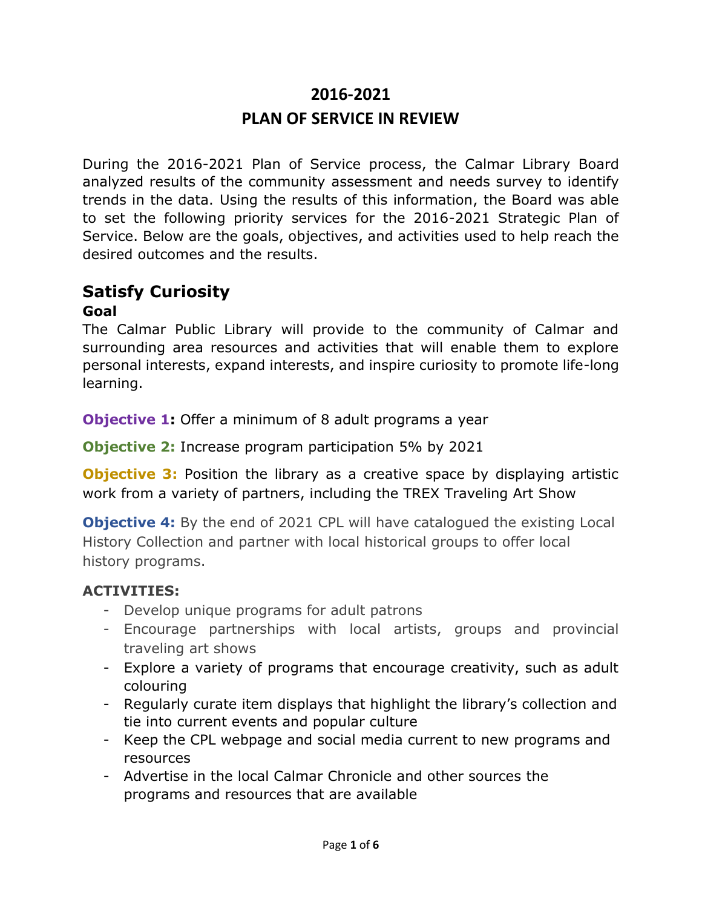# 2016-2021

# PLAN OF SERVICE IN REVIEW

During the 2016-2021 Plan of Service process, the Calmar Library Board analyzed results of the community assessment and needs survey to identify trends in the data. Using the results of this information, the Board was able to set the following priority services for the 2016-2021 Strategic Plan of Service. Below are the goals, objectives, and activities used to help reach the desired outcomes and the results.

## Satisfy Curiosity

### Goal

The Calmar Public Library will provide to the community of Calmar and surrounding area resources and activities that will enable them to explore personal interests, expand interests, and inspire curiosity to promote life-long learning.

**Objective 1:** Offer a minimum of 8 adult programs a year

**Objective 2:** Increase program participation 5% by 2021

**Objective 3:** Position the library as a creative space by displaying artistic work from a variety of partners, including the TREX Traveling Art Show

**Objective 4:** By the end of 2021 CPL will have catalogued the existing Local History Collection and partner with local historical groups to offer local history programs.

**ACTIVITIES:**

- Develop unique programs for adult patrons
- Encourage partnerships with local artists, groups and provincial traveling art shows
- Explore a variety of programs that encourage creativity, such as adult colouring
- Regularly curate item displays that highlight the library's collection and tie into current events and popular culture
- Keep the CPL webpage and social media current to new programs and resources
- Advertise in the local Calmar Chronicle and other sources the programs and resources that are available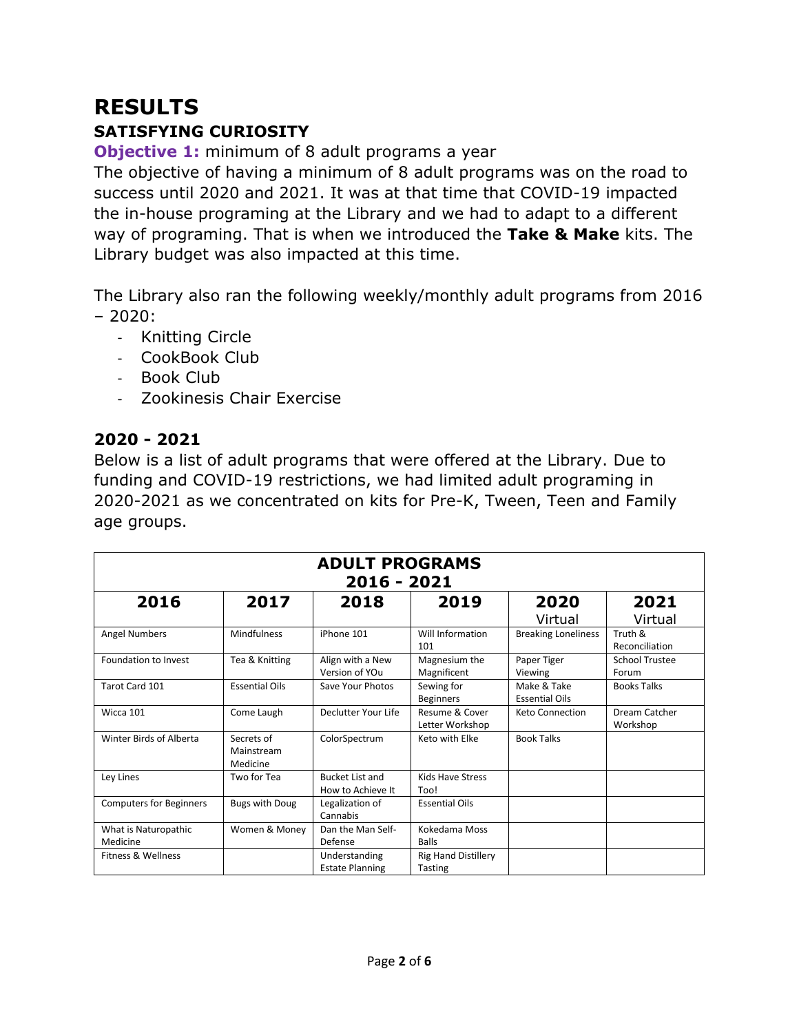# RESULTS

## SATISFYING CURIOSITY

**Objective 1:** minimum of 8 adult programs a year

The objective of having a minimum of 8 adult programs was on the road to success until 2020 and 2021. It was at that time that COVID-19 impacted the in-house programing at the Library and we had to adapt to a different way of programing. That is when we introduced the **Take & Make** kits. The Library budget was also impacted at this time.

The Library also ran the following weekly/monthly adult programs from 2016 – 2020:

- Knitting Circle
- CookBook Club
- Book Club
- Zookinesis Chair Exercise

## 2020 - 2021

Below is a list of adult programs that were offered at the Library. Due to funding and COVID-19 restrictions, we had limited adult programing in 2020-2021 as we concentrated on kits for Pre-K, Tween, Teen and Family age groups.

| **ADULT PROGRAMS 2016 - 2021** | | | | | |
|---|---|---|---|---|---|
| **2016** | **2017** | **2018** | **2019** | **2020** Virtual | **2021** Virtual |
| Angel Numbers | Mindfulness | iPhone 101 | Will Information 101 | Breaking Loneliness | Truth & Reconciliation |
| Foundation to Invest | Tea & Knitting | Align with a New Version of YOu | Magnesium the Magnificent | Paper Tiger Viewing | School Trustee Forum |
| Tarot Card 101 | Essential Oils | Save Your Photos | Sewing for Beginners | Make & Take Essential Oils | Books Talks |
| Wicca 101 | Come Laugh | Declutter Your Life | Resume & Cover Letter Workshop | Keto Connection | Dream Catcher Workshop |
| Winter Birds of Alberta | Secrets of Mainstream Medicine | ColorSpectrum | Keto with Elke | Book Talks | |
| Ley Lines | Two for Tea | Bucket List and How to Achieve It | Kids Have Stress Too! | | |
| Computers for Beginners | Bugs with Doug | Legalization of Cannabis | Essential Oils | | |
| What is Naturopathic Medicine | Women & Money | Dan the Man Self-Defense | Kokedama Moss Balls | | |
| Fitness & Wellness | | Understanding Estate Planning | Rig Hand Distillery Tasting | | |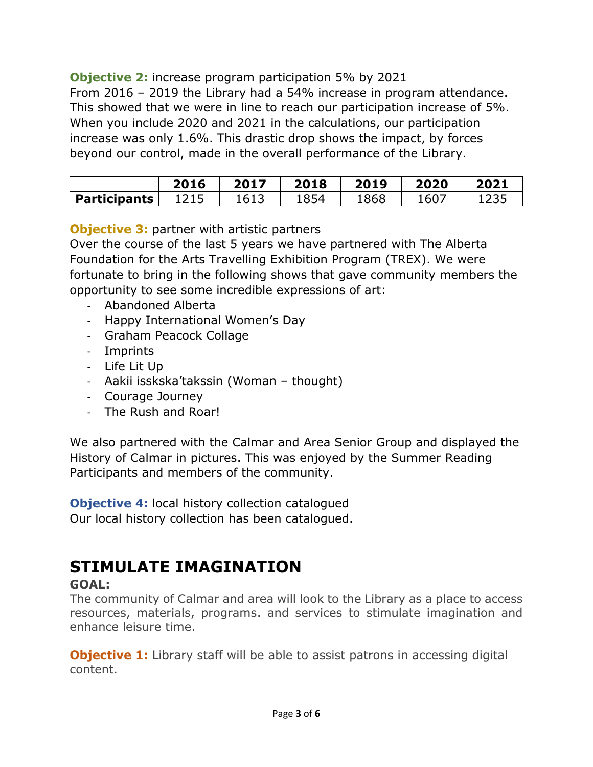**Objective 2:** increase program participation 5% by 2021
From 2016 – 2019 the Library had a 54% increase in program attendance. This showed that we were in line to reach our participation increase of 5%. When you include 2020 and 2021 in the calculations, our participation increase was only 1.6%. This drastic drop shows the impact, by forces beyond our control, made in the overall performance of the Library.

| | 2016 | 2017 | 2018 | 2019 | 2020 | 2021 |
|---|---|---|---|---|---|---|
| **Participants** | 1215 | 1613 | 1854 | 1868 | 1607 | 1235 |

**Objective 3:** partner with artistic partners
Over the course of the last 5 years we have partnered with The Alberta Foundation for the Arts Travelling Exhibition Program (TREX). We were fortunate to bring in the following shows that gave community members the opportunity to see some incredible expressions of art:

- Abandoned Alberta
- Happy International Women's Day
- Graham Peacock Collage
- Imprints
- Life Lit Up
- Aakii isskska'takssin (Woman – thought)
- Courage Journey
- The Rush and Roar!

We also partnered with the Calmar and Area Senior Group and displayed the History of Calmar in pictures. This was enjoyed by the Summer Reading Participants and members of the community.

**Objective 4:** local history collection catalogued
Our local history collection has been catalogued.

# STIMULATE IMAGINATION

**GOAL:**

The community of Calmar and area will look to the Library as a place to access resources, materials, programs. and services to stimulate imagination and enhance leisure time.

**Objective 1:** Library staff will be able to assist patrons in accessing digital content.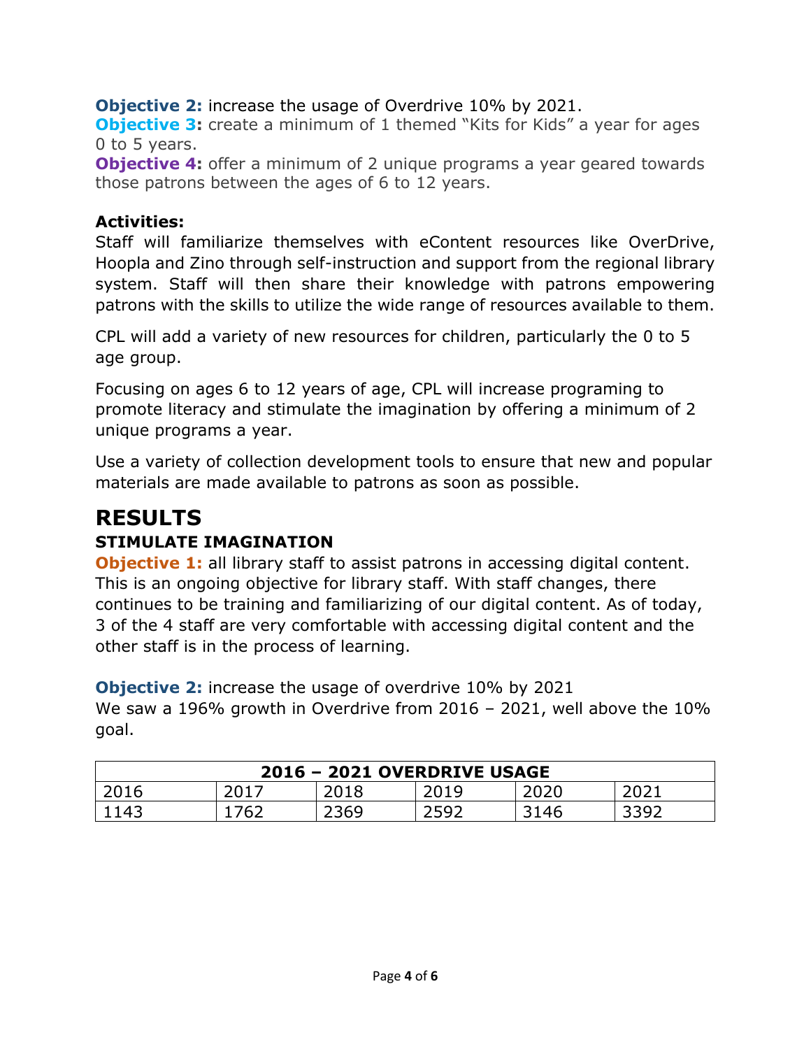**Objective 2:** increase the usage of Overdrive 10% by 2021.
**Objective 3:** create a minimum of 1 themed "Kits for Kids" a year for ages 0 to 5 years.
**Objective 4:** offer a minimum of 2 unique programs a year geared towards those patrons between the ages of 6 to 12 years.

**Activities:**
Staff will familiarize themselves with eContent resources like OverDrive, Hoopla and Zino through self-instruction and support from the regional library system. Staff will then share their knowledge with patrons empowering patrons with the skills to utilize the wide range of resources available to them.

CPL will add a variety of new resources for children, particularly the 0 to 5 age group.

Focusing on ages 6 to 12 years of age, CPL will increase programing to promote literacy and stimulate the imagination by offering a minimum of 2 unique programs a year.

Use a variety of collection development tools to ensure that new and popular materials are made available to patrons as soon as possible.

# RESULTS

## STIMULATE IMAGINATION

**Objective 1:** all library staff to assist patrons in accessing digital content. This is an ongoing objective for library staff. With staff changes, there continues to be training and familiarizing of our digital content. As of today, 3 of the 4 staff are very comfortable with accessing digital content and the other staff is in the process of learning.

**Objective 2:** increase the usage of overdrive 10% by 2021
We saw a 196% growth in Overdrive from 2016 – 2021, well above the 10% goal.

| **2016 – 2021 OVERDRIVE USAGE** | | | | | |
|---|---|---|---|---|---|
| 2016 | 2017 | 2018 | 2019 | 2020 | 2021 |
| 1143 | 1762 | 2369 | 2592 | 3146 | 3392 |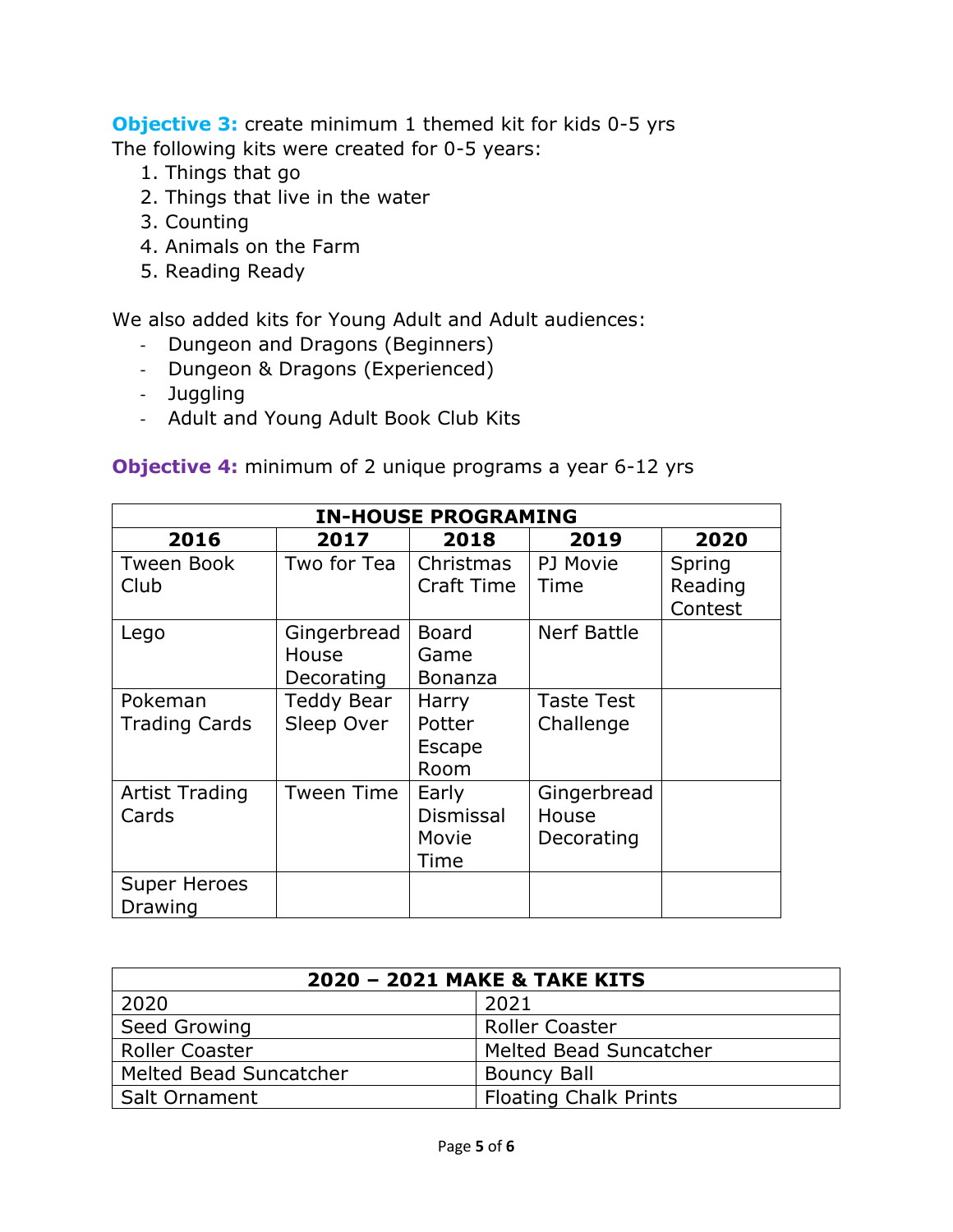**Objective 3:** create minimum 1 themed kit for kids 0-5 yrs
The following kits were created for 0-5 years:

1. Things that go
2. Things that live in the water
3. Counting
4. Animals on the Farm
5. Reading Ready

We also added kits for Young Adult and Adult audiences:

- Dungeon and Dragons (Beginners)
- Dungeon & Dragons (Experienced)
- Juggling
- Adult and Young Adult Book Club Kits

**Objective 4:** minimum of 2 unique programs a year 6-12 yrs

| **IN-HOUSE PROGRAMING** | | | | |
|---|---|---|---|---|
| **2016** | **2017** | **2018** | **2019** | **2020** |
| Tween Book Club | Two for Tea | Christmas Craft Time | PJ Movie Time | Spring Reading Contest |
| Lego | Gingerbread House Decorating | Board Game Bonanza | Nerf Battle | |
| Pokeman Trading Cards | Teddy Bear Sleep Over | Harry Potter Escape Room | Taste Test Challenge | |
| Artist Trading Cards | Tween Time | Early Dismissal Movie Time | Gingerbread House Decorating | |
| Super Heroes Drawing | | | | |

| **2020 – 2021 MAKE & TAKE KITS** | |
|---|---|
| 2020 | 2021 |
| Seed Growing | Roller Coaster |
| Roller Coaster | Melted Bead Suncatcher |
| Melted Bead Suncatcher | Bouncy Ball |
| Salt Ornament | Floating Chalk Prints |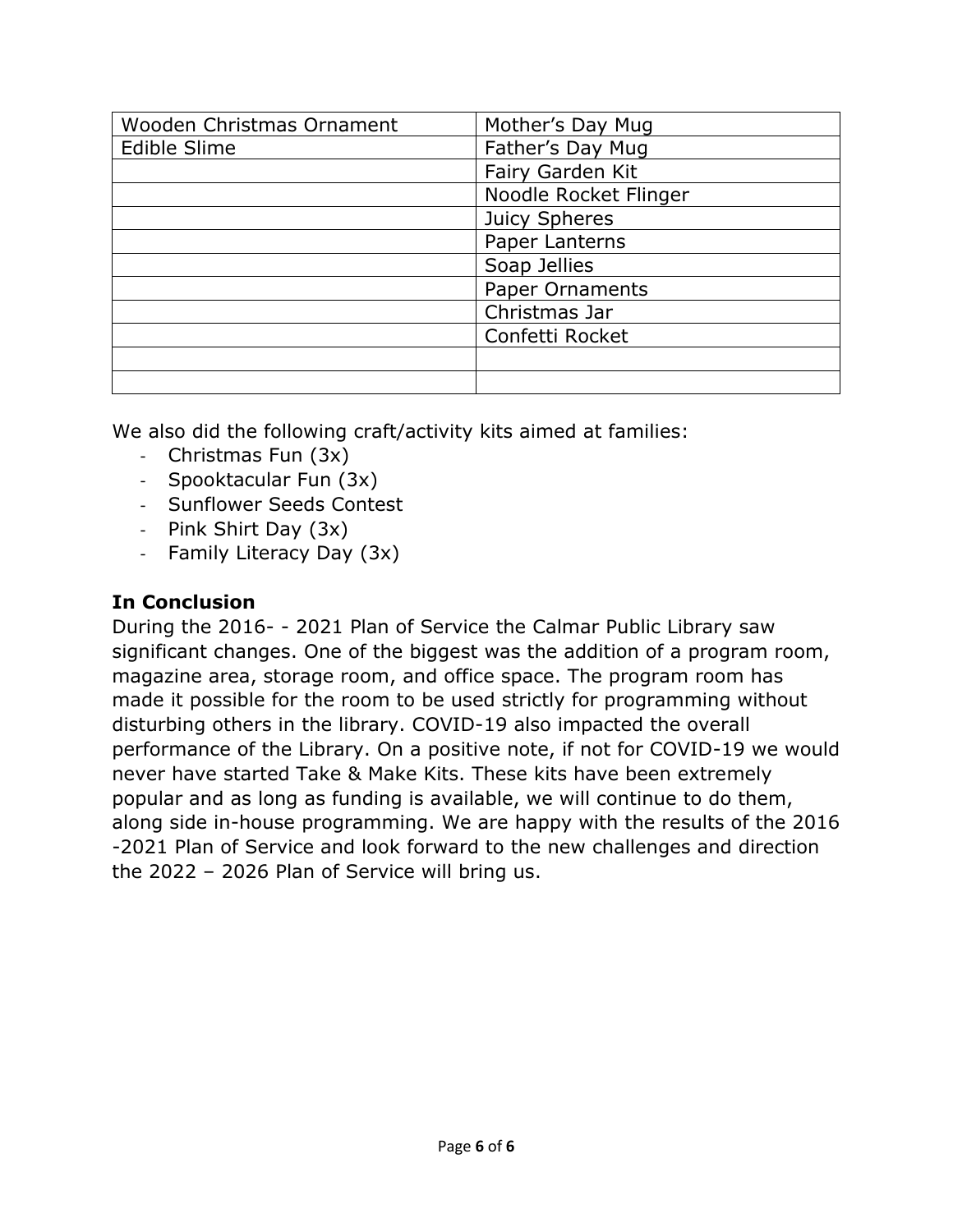| | |
|---|---|
| Wooden Christmas Ornament | Mother's Day Mug |
| Edible Slime | Father's Day Mug |
| | Fairy Garden Kit |
| | Noodle Rocket Flinger |
| | Juicy Spheres |
| | Paper Lanterns |
| | Soap Jellies |
| | Paper Ornaments |
| | Christmas Jar |
| | Confetti Rocket |
| | |
| | |

We also did the following craft/activity kits aimed at families:

- Christmas Fun (3x)
- Spooktacular Fun (3x)
- Sunflower Seeds Contest
- Pink Shirt Day (3x)
- Family Literacy Day (3x)

## In Conclusion

During the 2016- - 2021 Plan of Service the Calmar Public Library saw significant changes. One of the biggest was the addition of a program room, magazine area, storage room, and office space. The program room has made it possible for the room to be used strictly for programming without disturbing others in the library. COVID-19 also impacted the overall performance of the Library. On a positive note, if not for COVID-19 we would never have started Take & Make Kits. These kits have been extremely popular and as long as funding is available, we will continue to do them, along side in-house programming. We are happy with the results of the 2016 -2021 Plan of Service and look forward to the new challenges and direction the 2022 – 2026 Plan of Service will bring us.